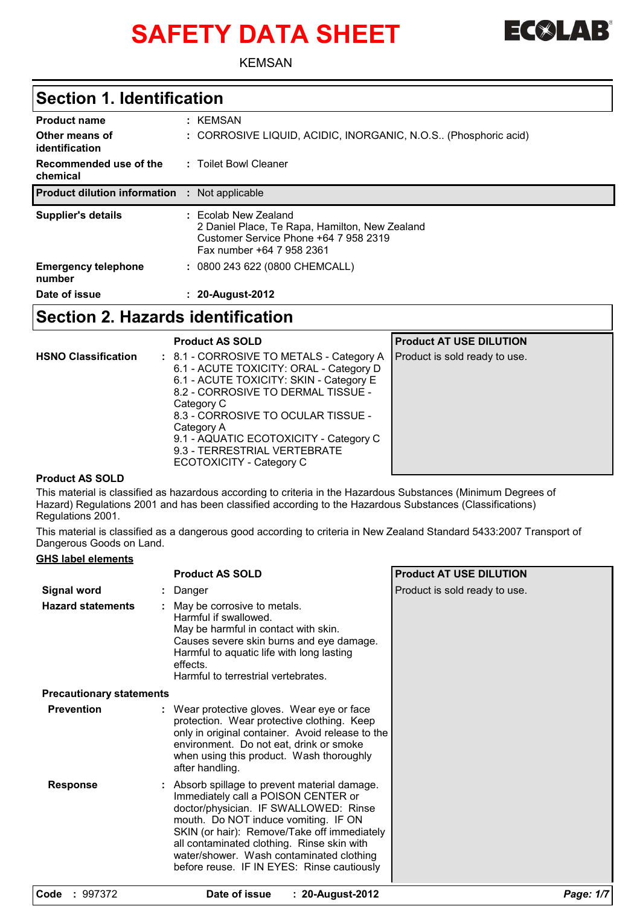# SAFETY DATA SHEET

ECOLAB

KEMSAN

## Section 1. Identification

| | | |
|---|---|---|
| **Product name** | : | KEMSAN |
| **Other means of identification** | : | CORROSIVE LIQUID, ACIDIC, INORGANIC, N.O.S.. (Phosphoric acid) |
| **Recommended use of the chemical** | : | Toilet Bowl Cleaner |
| **Product dilution information** | : | Not applicable |
| **Supplier's details** | : | Ecolab New Zealand<br>2 Daniel Place, Te Rapa, Hamilton, New Zealand<br>Customer Service Phone +64 7 958 2319<br>Fax number +64 7 958 2361 |
| **Emergency telephone number** | : | 0800 243 622 (0800 CHEMCALL) |
| **Date of issue** | : | **20-August-2012** |

## Section 2. Hazards identification

| | | **Product AS SOLD** | **Product AT USE DILUTION** |
|---|---|---|---|
| **HSNO Classification** | : | 8.1 - CORROSIVE TO METALS - Category A<br>6.1 - ACUTE TOXICITY: ORAL - Category D<br>6.1 - ACUTE TOXICITY: SKIN - Category E<br>8.2 - CORROSIVE TO DERMAL TISSUE - Category C<br>8.3 - CORROSIVE TO OCULAR TISSUE - Category A<br>9.1 - AQUATIC ECOTOXICITY - Category C<br>9.3 - TERRESTRIAL VERTEBRATE ECOTOXICITY - Category C | Product is sold ready to use. |

**Product AS SOLD**

This material is classified as hazardous according to criteria in the Hazardous Substances (Minimum Degrees of Hazard) Regulations 2001 and has been classified according to the Hazardous Substances (Classifications) Regulations 2001.

This material is classified as a dangerous good according to criteria in New Zealand Standard 5433:2007 Transport of Dangerous Goods on Land.

**GHS label elements**

| | | **Product AS SOLD** | **Product AT USE DILUTION** |
|---|---|---|---|
| **Signal word** | : | Danger | Product is sold ready to use. |
| **Hazard statements** | : | May be corrosive to metals.<br>Harmful if swallowed.<br>May be harmful in contact with skin.<br>Causes severe skin burns and eye damage.<br>Harmful to aquatic life with long lasting effects.<br>Harmful to terrestrial vertebrates. | |
| **Precautionary statements** | | | |
| **Prevention** | : | Wear protective gloves. Wear eye or face protection. Wear protective clothing. Keep only in original container. Avoid release to the environment. Do not eat, drink or smoke when using this product. Wash thoroughly after handling. | |
| **Response** | : | Absorb spillage to prevent material damage. Immediately call a POISON CENTER or doctor/physician. IF SWALLOWED: Rinse mouth. Do NOT induce vomiting. IF ON SKIN (or hair): Remove/Take off immediately all contaminated clothing. Rinse skin with water/shower. Wash contaminated clothing before reuse. IF IN EYES: Rinse cautiously | |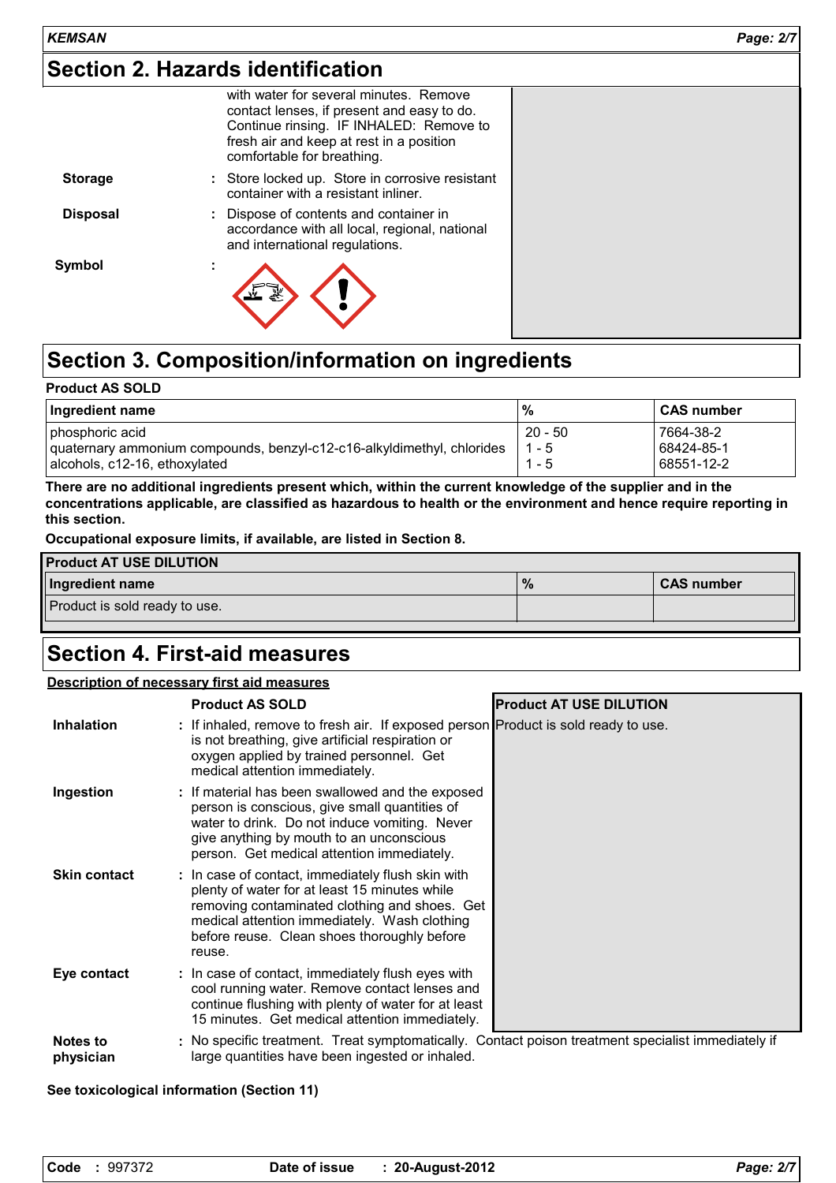## Section 2. Hazards identification

| | | |
|---|---|---|
| | | with water for several minutes. Remove contact lenses, if present and easy to do. Continue rinsing. IF INHALED: Remove to fresh air and keep at rest in a position comfortable for breathing. |
| **Storage** | : | Store locked up. Store in corrosive resistant container with a resistant inliner. |
| **Disposal** | : | Dispose of contents and container in accordance with all local, regional, national and international regulations. |
| **Symbol** | : | |

## Section 3. Composition/information on ingredients

**Product AS SOLD**

| Ingredient name | % | CAS number |
|---|---|---|
| phosphoric acid | 20 - 50 | 7664-38-2 |
| quaternary ammonium compounds, benzyl-c12-c16-alkyldimethyl, chlorides | 1 - 5 | 68424-85-1 |
| alcohols, c12-16, ethoxylated | 1 - 5 | 68551-12-2 |

**There are no additional ingredients present which, within the current knowledge of the supplier and in the concentrations applicable, are classified as hazardous to health or the environment and hence require reporting in this section.**

**Occupational exposure limits, if available, are listed in Section 8.**

**Product AT USE DILUTION**

| Ingredient name | % | CAS number |
|---|---|---|
| Product is sold ready to use. | | |

## Section 4. First-aid measures

**Description of necessary first aid measures**

| | Product AS SOLD | Product AT USE DILUTION |
|---|---|---|
| **Inhalation** | If inhaled, remove to fresh air. If exposed person is not breathing, give artificial respiration or oxygen applied by trained personnel. Get medical attention immediately. | Product is sold ready to use. |
| **Ingestion** | If material has been swallowed and the exposed person is conscious, give small quantities of water to drink. Do not induce vomiting. Never give anything by mouth to an unconscious person. Get medical attention immediately. | |
| **Skin contact** | In case of contact, immediately flush skin with plenty of water for at least 15 minutes while removing contaminated clothing and shoes. Get medical attention immediately. Wash clothing before reuse. Clean shoes thoroughly before reuse. | |
| **Eye contact** | In case of contact, immediately flush eyes with cool running water. Remove contact lenses and continue flushing with plenty of water for at least 15 minutes. Get medical attention immediately. | |

**Notes to physician** : No specific treatment. Treat symptomatically. Contact poison treatment specialist immediately if large quantities have been ingested or inhaled.

**See toxicological information (Section 11)**

**Code** : 997372 **Date of issue** : **20-August-2012**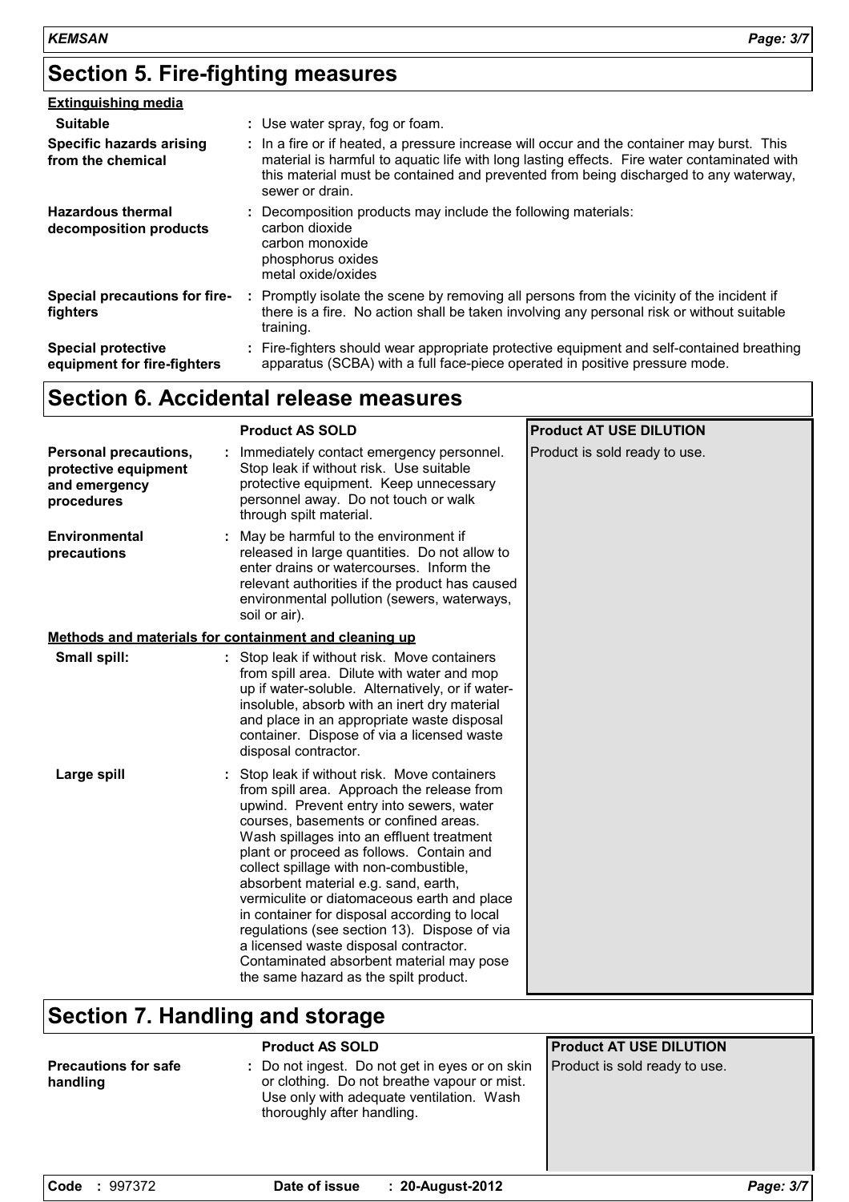## Section 5. Fire-fighting measures

**Extinguishing media**

| | |
|---|---|
| **Suitable** | : Use water spray, fog or foam. |
| **Specific hazards arising from the chemical** | : In a fire or if heated, a pressure increase will occur and the container may burst. This material is harmful to aquatic life with long lasting effects. Fire water contaminated with this material must be contained and prevented from being discharged to any waterway, sewer or drain. |
| **Hazardous thermal decomposition products** | : Decomposition products may include the following materials:<br>carbon dioxide<br>carbon monoxide<br>phosphorus oxides<br>metal oxide/oxides |
| **Special precautions for fire-fighters** | : Promptly isolate the scene by removing all persons from the vicinity of the incident if there is a fire. No action shall be taken involving any personal risk or without suitable training. |
| **Special protective equipment for fire-fighters** | : Fire-fighters should wear appropriate protective equipment and self-contained breathing apparatus (SCBA) with a full face-piece operated in positive pressure mode. |

## Section 6. Accidental release measures

| | Product AS SOLD | Product AT USE DILUTION |
|---|---|---|
| **Personal precautions, protective equipment and emergency procedures** | : Immediately contact emergency personnel. Stop leak if without risk. Use suitable protective equipment. Keep unnecessary personnel away. Do not touch or walk through spilt material. | Product is sold ready to use. |
| **Environmental precautions** | : May be harmful to the environment if released in large quantities. Do not allow to enter drains or watercourses. Inform the relevant authorities if the product has caused environmental pollution (sewers, waterways, soil or air). | |
| **Methods and materials for containment and cleaning up** | | |
| **Small spill:** | : Stop leak if without risk. Move containers from spill area. Dilute with water and mop up if water-soluble. Alternatively, or if water-insoluble, absorb with an inert dry material and place in an appropriate waste disposal container. Dispose of via a licensed waste disposal contractor. | |
| **Large spill** | : Stop leak if without risk. Move containers from spill area. Approach the release from upwind. Prevent entry into sewers, water courses, basements or confined areas. Wash spillages into an effluent treatment plant or proceed as follows. Contain and collect spillage with non-combustible, absorbent material e.g. sand, earth, vermiculite or diatomaceous earth and place in container for disposal according to local regulations (see section 13). Dispose of via a licensed waste disposal contractor. Contaminated absorbent material may pose the same hazard as the spilt product. | |

## Section 7. Handling and storage

| | Product AS SOLD | Product AT USE DILUTION |
|---|---|---|
| **Precautions for safe handling** | : Do not ingest. Do not get in eyes or on skin or clothing. Do not breathe vapour or mist. Use only with adequate ventilation. Wash thoroughly after handling. | Product is sold ready to use. |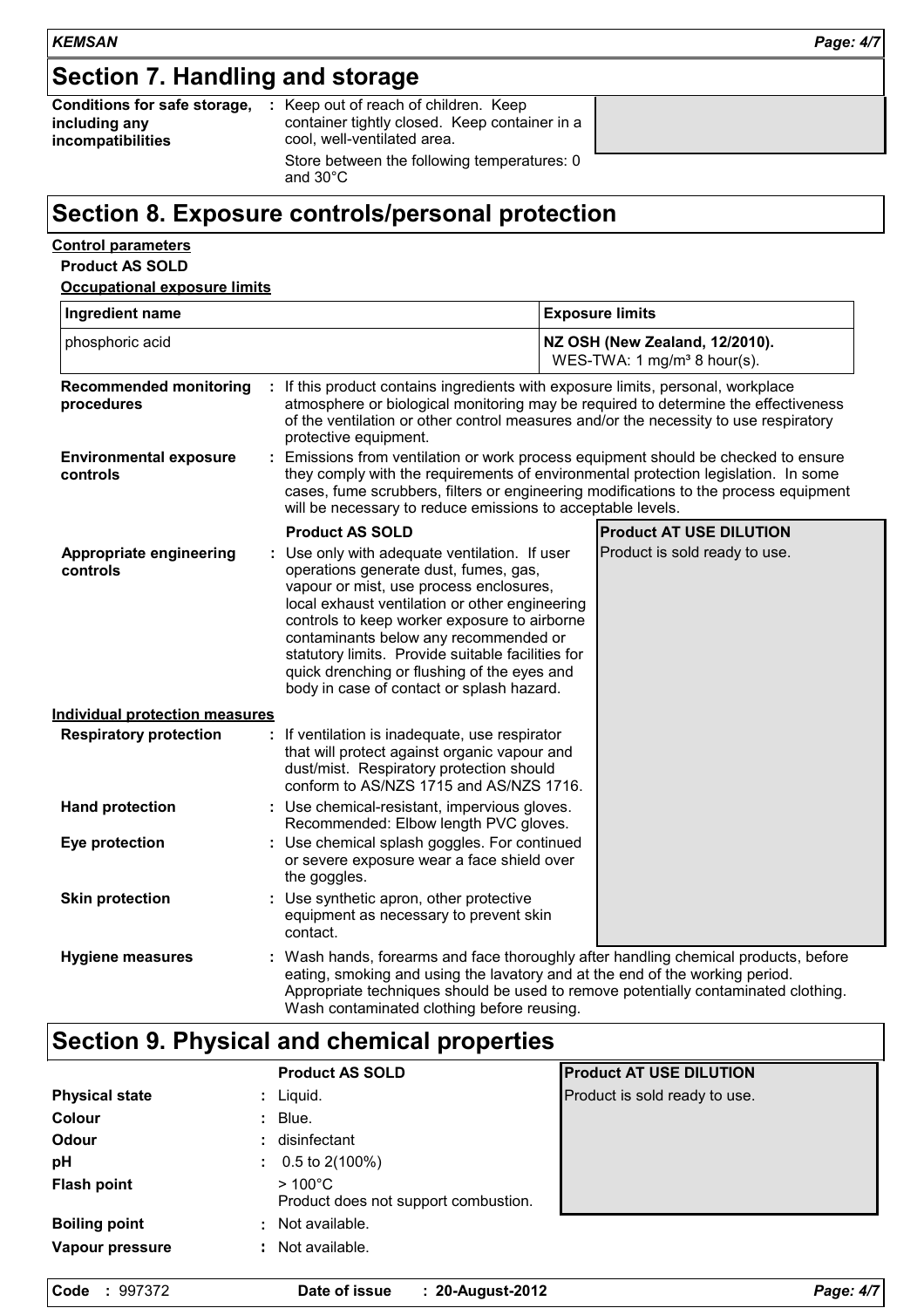## Section 7. Handling and storage

| | | |
|---|---|---|
| **Conditions for safe storage, including any incompatibilities** | : Keep out of reach of children. Keep container tightly closed. Keep container in a cool, well-ventilated area.<br>Store between the following temperatures: 0 and 30°C | |

## Section 8. Exposure controls/personal protection

**Control parameters**

**Product AS SOLD**

**Occupational exposure limits**

| Ingredient name | Exposure limits |
|---|---|
| phosphoric acid | **NZ OSH (New Zealand, 12/2010).**<br>WES-TWA: 1 mg/m³ 8 hour(s). |

**Recommended monitoring procedures** : If this product contains ingredients with exposure limits, personal, workplace atmosphere or biological monitoring may be required to determine the effectiveness of the ventilation or other control measures and/or the necessity to use respiratory protective equipment.

**Environmental exposure controls** : Emissions from ventilation or work process equipment should be checked to ensure they comply with the requirements of environmental protection legislation. In some cases, fume scrubbers, filters or engineering modifications to the process equipment will be necessary to reduce emissions to acceptable levels.

| | **Product AS SOLD** | **Product AT USE DILUTION** |
|---|---|---|
| **Appropriate engineering controls** | : Use only with adequate ventilation. If user operations generate dust, fumes, gas, vapour or mist, use process enclosures, local exhaust ventilation or other engineering controls to keep worker exposure to airborne contaminants below any recommended or statutory limits. Provide suitable facilities for quick drenching or flushing of the eyes and body in case of contact or splash hazard. | Product is sold ready to use. |
| **Individual protection measures** | | |
| **Respiratory protection** | : If ventilation is inadequate, use respirator that will protect against organic vapour and dust/mist. Respiratory protection should conform to AS/NZS 1715 and AS/NZS 1716. | |
| **Hand protection** | : Use chemical-resistant, impervious gloves. Recommended: Elbow length PVC gloves. | |
| **Eye protection** | : Use chemical splash goggles. For continued or severe exposure wear a face shield over the goggles. | |
| **Skin protection** | : Use synthetic apron, other protective equipment as necessary to prevent skin contact. | |

**Hygiene measures** : Wash hands, forearms and face thoroughly after handling chemical products, before eating, smoking and using the lavatory and at the end of the working period. Appropriate techniques should be used to remove potentially contaminated clothing. Wash contaminated clothing before reusing.

## Section 9. Physical and chemical properties

| | **Product AS SOLD** | **Product AT USE DILUTION** |
|---|---|---|
| **Physical state** | : Liquid. | Product is sold ready to use. |
| **Colour** | : Blue. | |
| **Odour** | : disinfectant | |
| **pH** | : 0.5 to 2(100%) | |
| **Flash point** | > 100°C<br>Product does not support combustion. | |
| **Boiling point** | : Not available. | |
| **Vapour pressure** | : Not available. | |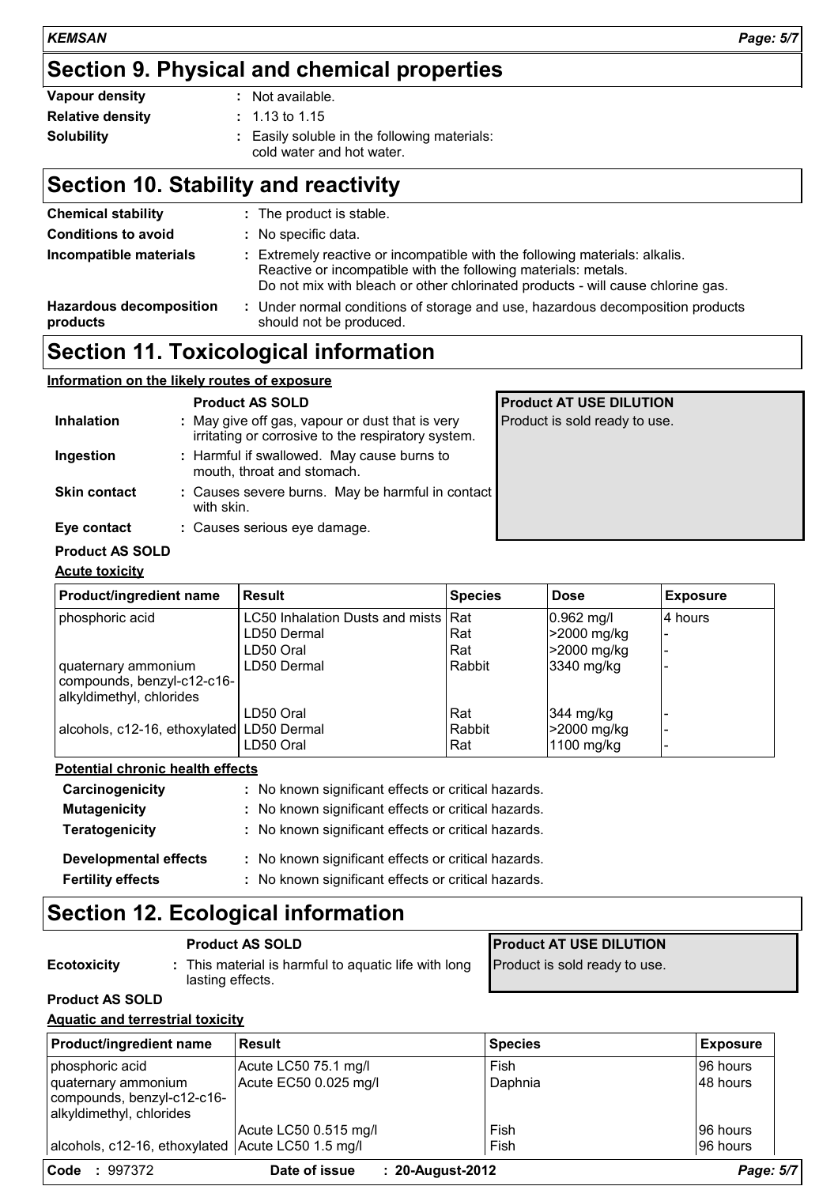## Section 9. Physical and chemical properties

**Vapour density** : Not available.

**Relative density** : 1.13 to 1.15

**Solubility** : Easily soluble in the following materials: cold water and hot water.

## Section 10. Stability and reactivity

**Chemical stability** : The product is stable.

**Conditions to avoid** : No specific data.

**Incompatible materials** : Extremely reactive or incompatible with the following materials: alkalis. Reactive or incompatible with the following materials: metals. Do not mix with bleach or other chlorinated products - will cause chlorine gas.

**Hazardous decomposition products** : Under normal conditions of storage and use, hazardous decomposition products should not be produced.

## Section 11. Toxicological information

**Information on the likely routes of exposure**

| | Product AS SOLD | Product AT USE DILUTION |
|---|---|---|
| **Inhalation** | May give off gas, vapour or dust that is very irritating or corrosive to the respiratory system. | Product is sold ready to use. |
| **Ingestion** | Harmful if swallowed. May cause burns to mouth, throat and stomach. | |
| **Skin contact** | Causes severe burns. May be harmful in contact with skin. | |
| **Eye contact** | Causes serious eye damage. | |

**Product AS SOLD**

**Acute toxicity**

| Product/ingredient name | Result | Species | Dose | Exposure |
|---|---|---|---|---|
| phosphoric acid | LC50 Inhalation Dusts and mists | Rat | 0.962 mg/l | 4 hours |
| | LD50 Dermal | Rat | >2000 mg/kg | - |
| | LD50 Oral | Rat | >2000 mg/kg | - |
| quaternary ammonium compounds, benzyl-c12-c16-alkyldimethyl, chlorides | LD50 Dermal | Rabbit | 3340 mg/kg | - |
| | LD50 Oral | Rat | 344 mg/kg | - |
| alcohols, c12-16, ethoxylated | LD50 Dermal | Rabbit | >2000 mg/kg | - |
| | LD50 Oral | Rat | 1100 mg/kg | - |

**Potential chronic health effects**

**Carcinogenicity** : No known significant effects or critical hazards.

**Mutagenicity** : No known significant effects or critical hazards.

**Teratogenicity** : No known significant effects or critical hazards.

**Developmental effects** : No known significant effects or critical hazards.

**Fertility effects** : No known significant effects or critical hazards.

## Section 12. Ecological information

| | Product AS SOLD | Product AT USE DILUTION |
|---|---|---|
| **Ecotoxicity** | This material is harmful to aquatic life with long lasting effects. | Product is sold ready to use. |

**Product AS SOLD**

**Aquatic and terrestrial toxicity**

| Product/ingredient name | Result | Species | Exposure |
|---|---|---|---|
| phosphoric acid | Acute LC50 75.1 mg/l | Fish | 96 hours |
| quaternary ammonium compounds, benzyl-c12-c16-alkyldimethyl, chlorides | Acute EC50 0.025 mg/l | Daphnia | 48 hours |
| | Acute LC50 0.515 mg/l | Fish | 96 hours |
| alcohols, c12-16, ethoxylated | Acute LC50 1.5 mg/l | Fish | 96 hours |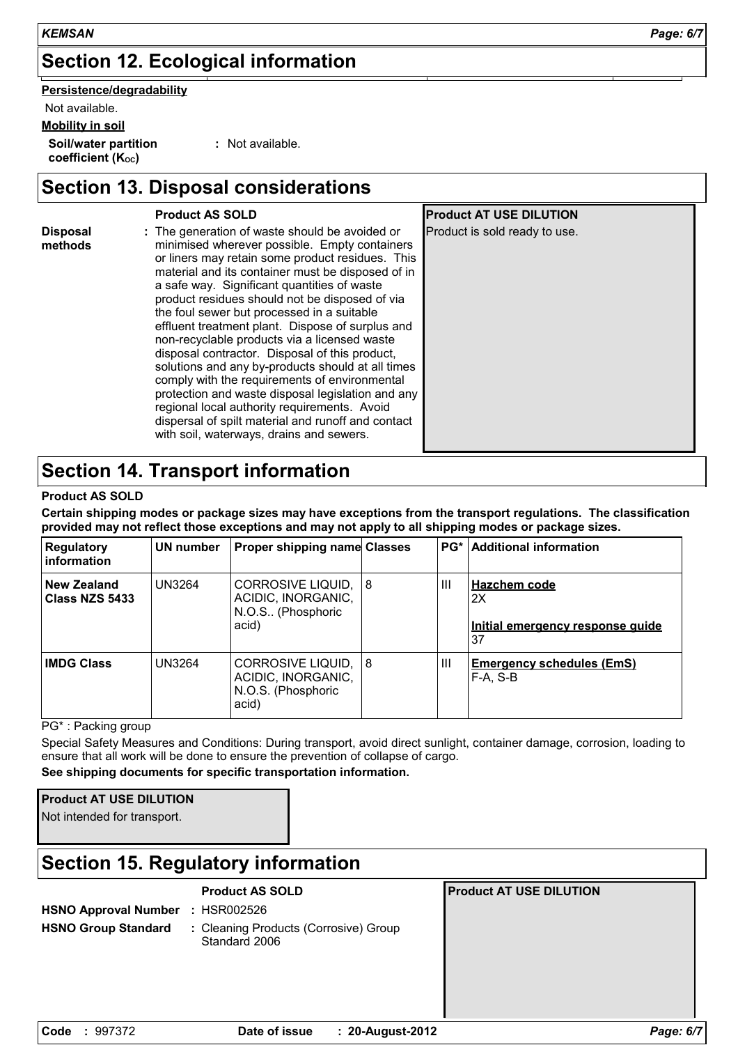## Section 12. Ecological information

**Persistence/degradability**

Not available.

**Mobility in soil**

**Soil/water partition coefficient ($K_{OC}$)** : Not available.

## Section 13. Disposal considerations

| | Product AS SOLD | Product AT USE DILUTION |
|---|---|---|
| **Disposal methods** | : The generation of waste should be avoided or minimised wherever possible. Empty containers or liners may retain some product residues. This material and its container must be disposed of in a safe way. Significant quantities of waste product residues should not be disposed of via the foul sewer but processed in a suitable effluent treatment plant. Dispose of surplus and non-recyclable products via a licensed waste disposal contractor. Disposal of this product, solutions and any by-products should at all times comply with the requirements of environmental protection and waste disposal legislation and any regional local authority requirements. Avoid dispersal of spilt material and runoff and contact with soil, waterways, drains and sewers. | Product is sold ready to use. |

## Section 14. Transport information

**Product AS SOLD**

**Certain shipping modes or package sizes may have exceptions from the transport regulations. The classification provided may not reflect those exceptions and may not apply to all shipping modes or package sizes.**

| Regulatory information | UN number | Proper shipping name | Classes | PG* | Additional information |
|---|---|---|---|---|---|
| **New Zealand Class NZS 5433** | UN3264 | CORROSIVE LIQUID, ACIDIC, INORGANIC, N.O.S.. (Phosphoric acid) | 8 | III | **Hazchem code** 2X **Initial emergency response guide** 37 |
| **IMDG Class** | UN3264 | CORROSIVE LIQUID, ACIDIC, INORGANIC, N.O.S. (Phosphoric acid) | 8 | III | **Emergency schedules (EmS)** F-A, S-B |

PG* : Packing group

Special Safety Measures and Conditions: During transport, avoid direct sunlight, container damage, corrosion, loading to ensure that all work will be done to ensure the prevention of collapse of cargo.

**See shipping documents for specific transportation information.**

**Product AT USE DILUTION**

Not intended for transport.

## Section 15. Regulatory information

| | Product AS SOLD | Product AT USE DILUTION |
|---|---|---|
| **HSNO Approval Number** | : HSR002526 | |
| **HSNO Group Standard** | : Cleaning Products (Corrosive) Group Standard 2006 | |

**Code** : 997372 **Date of issue** : 20-August-2012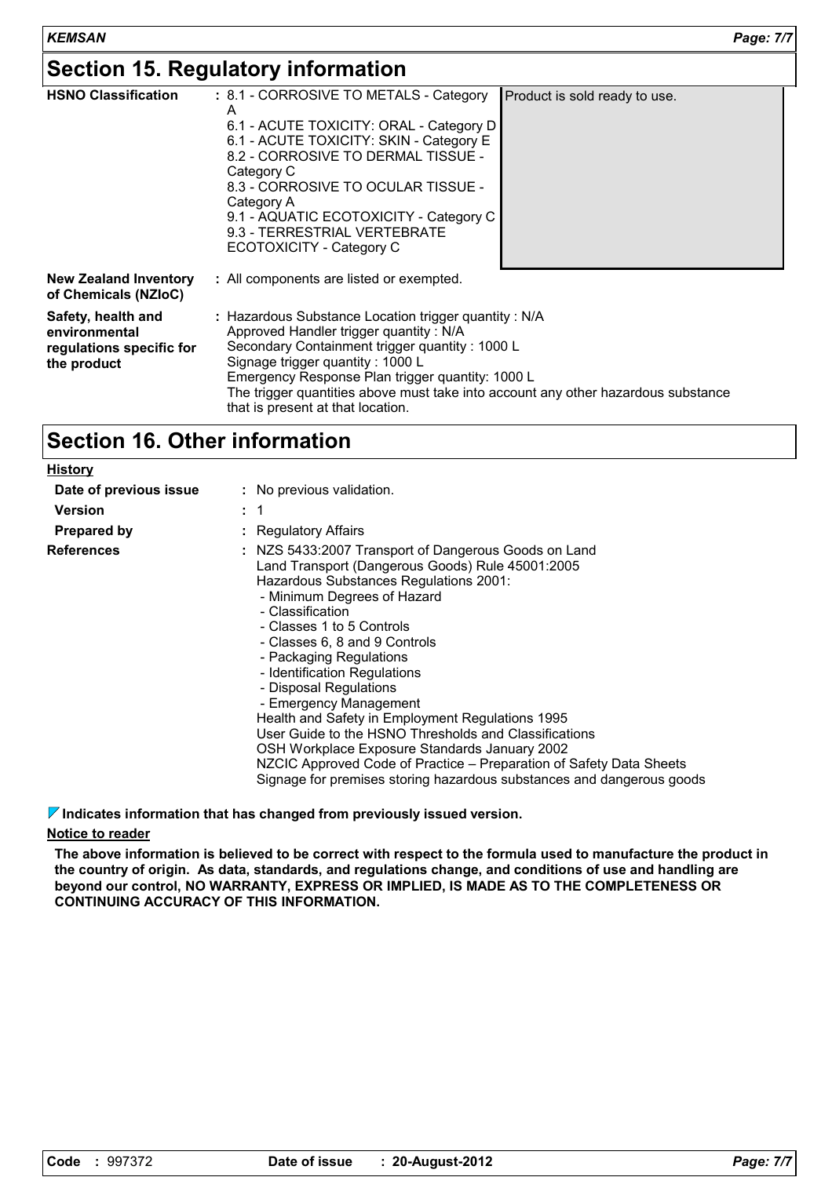## Section 15. Regulatory information

| | | |
|---|---|---|
| **HSNO Classification** | : 8.1 - CORROSIVE TO METALS - Category A<br>6.1 - ACUTE TOXICITY: ORAL - Category D<br>6.1 - ACUTE TOXICITY: SKIN - Category E<br>8.2 - CORROSIVE TO DERMAL TISSUE - Category C<br>8.3 - CORROSIVE TO OCULAR TISSUE - Category A<br>9.1 - AQUATIC ECOTOXICITY - Category C<br>9.3 - TERRESTRIAL VERTEBRATE ECOTOXICITY - Category C | Product is sold ready to use. |

**New Zealand Inventory of Chemicals (NZIoC)** : All components are listed or exempted.

**Safety, health and environmental regulations specific for the product** : Hazardous Substance Location trigger quantity : N/A
Approved Handler trigger quantity : N/A
Secondary Containment trigger quantity : 1000 L
Signage trigger quantity : 1000 L
Emergency Response Plan trigger quantity: 1000 L
The trigger quantities above must take into account any other hazardous substance that is present at that location.

## Section 16. Other information

**History**

**Date of previous issue** : No previous validation.

**Version** : 1

**Prepared by** : Regulatory Affairs

**References** : NZS 5433:2007 Transport of Dangerous Goods on Land
Land Transport (Dangerous Goods) Rule 45001:2005
Hazardous Substances Regulations 2001:
- Minimum Degrees of Hazard
- Classification
- Classes 1 to 5 Controls
- Classes 6, 8 and 9 Controls
- Packaging Regulations
- Identification Regulations
- Disposal Regulations
- Emergency Management

Health and Safety in Employment Regulations 1995
User Guide to the HSNO Thresholds and Classifications
OSH Workplace Exposure Standards January 2002
NZCIC Approved Code of Practice – Preparation of Safety Data Sheets
Signage for premises storing hazardous substances and dangerous goods

**Indicates information that has changed from previously issued version.**

**Notice to reader**

**The above information is believed to be correct with respect to the formula used to manufacture the product in the country of origin. As data, standards, and regulations change, and conditions of use and handling are beyond our control, NO WARRANTY, EXPRESS OR IMPLIED, IS MADE AS TO THE COMPLETENESS OR CONTINUING ACCURACY OF THIS INFORMATION.**